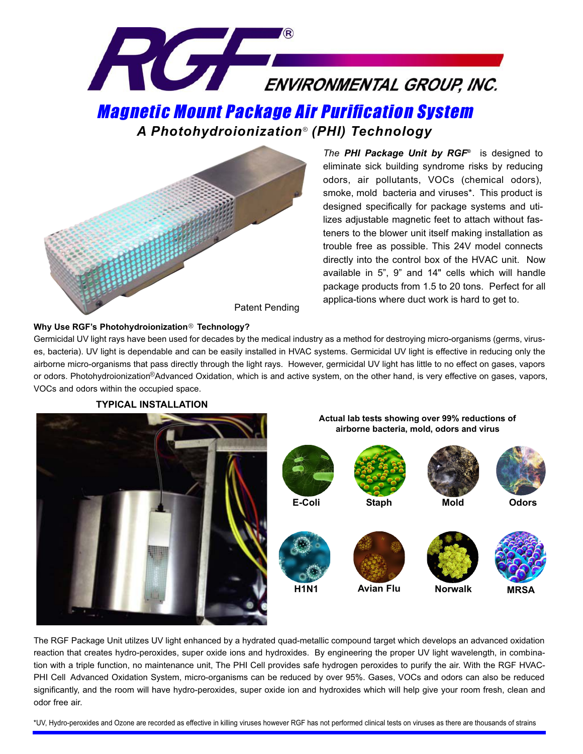# RGF® ENVIRONMENTAL GROUP, INC.

## Magnetic Mount Package Air Purification System

### A Photohydroionization® (PHI) Technology

Patent Pending

*The* ***PHI Package Unit by RGF®*** is designed to eliminate sick building syndrome risks by reducing odors, air pollutants, VOCs (chemical odors), smoke, mold bacteria and viruses*. This product is designed specifically for package systems and utilizes adjustable magnetic feet to attach without fasteners to the blower unit itself making installation as trouble free as possible. This 24V model connects directly into the control box of the HVAC unit. Now available in 5", 9" and 14" cells which will handle package products from 1.5 to 20 tons. Perfect for all applica-tions where duct work is hard to get to.

**Why Use RGF's Photohydroionization® Technology?**

Germicidal UV light rays have been used for decades by the medical industry as a method for destroying micro-organisms (germs, viruses, bacteria). UV light is dependable and can be easily installed in HVAC systems. Germicidal UV light is effective in reducing only the airborne micro-organisms that pass directly through the light rays. However, germicidal UV light has little to no effect on gases, vapors or odors. Photohydroionization® Advanced Oxidation, which is and active system, on the other hand, is very effective on gases, vapors, VOCs and odors within the occupied space.

**TYPICAL INSTALLATION**

**Actual lab tests showing over 99% reductions of airborne bacteria, mold, odors and virus**

E-Coli | Staph | Mold | Odors

H1N1 | Avian Flu | Norwalk | MRSA

The RGF Package Unit utilzes UV light enhanced by a hydrated quad-metallic compound target which develops an advanced oxidation reaction that creates hydro-peroxides, super oxide ions and hydroxides. By engineering the proper UV light wavelength, in combination with a triple function, no maintenance unit, The PHI Cell provides safe hydrogen peroxides to purify the air. With the RGF HVAC-PHI Cell Advanced Oxidation System, micro-organisms can be reduced by over 95%. Gases, VOCs and odors can also be reduced significantly, and the room will have hydro-peroxides, super oxide ion and hydroxides which will help give your room fresh, clean and odor free air.

*UV, Hydro-peroxides and Ozone are recorded as effective in killing viruses however RGF has not performed clinical tests on viruses as there are thousands of strains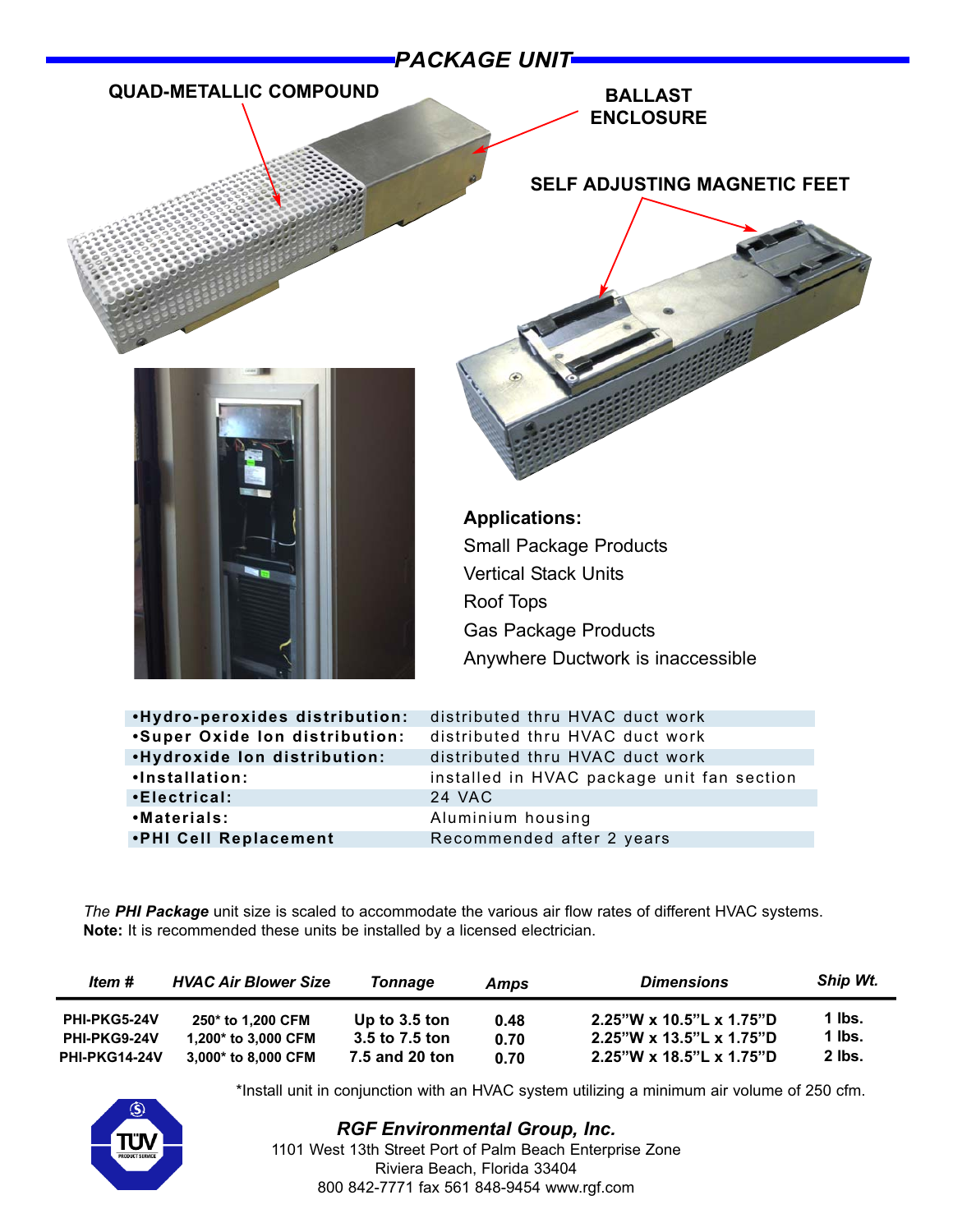## PACKAGE UNIT

QUAD-METALLIC COMPOUND

BALLAST ENCLOSURE

SELF ADJUSTING MAGNETIC FEET

**Applications:**

Small Package Products
Vertical Stack Units
Roof Tops
Gas Package Products
Anywhere Ductwork is inaccessible

| | |
|---|---|
| **•Hydro-peroxides distribution:** | distributed thru HVAC duct work |
| **•Super Oxide Ion distribution:** | distributed thru HVAC duct work |
| **•Hydroxide Ion distribution:** | distributed thru HVAC duct work |
| **•Installation:** | installed in HVAC package unit fan section |
| **•Electrical:** | 24 VAC |
| **•Materials:** | Aluminium housing |
| **•PHI Cell Replacement** | Recommended after 2 years |

*The* ***PHI Package*** unit size is scaled to accommodate the various air flow rates of different HVAC systems.
**Note:** It is recommended these units be installed by a licensed electrician.

| *Item #* | *HVAC Air Blower Size* | *Tonnage* | *Amps* | *Dimensions* | *Ship Wt.* |
|---|---|---|---|---|---|
| **PHI-PKG5-24V** | **250* to 1,200 CFM** | **Up to 3.5 ton** | **0.48** | **2.25"W x 10.5"L x 1.75"D** | **1 lbs.** |
| **PHI-PKG9-24V** | **1,200* to 3,000 CFM** | **3.5 to 7.5 ton** | **0.70** | **2.25"W x 13.5"L x 1.75"D** | **1 lbs.** |
| **PHI-PKG14-24V** | **3,000* to 8,000 CFM** | **7.5 and 20 ton** | **0.70** | **2.25"W x 18.5"L x 1.75"D** | **2 lbs.** |

*Install unit in conjunction with an HVAC system utilizing a minimum air volume of 250 cfm.

TÜV PRODUCT SERVICE

***RGF Environmental Group, Inc.***
1101 West 13th Street Port of Palm Beach Enterprise Zone
Riviera Beach, Florida 33404
800 842-7771 fax 561 848-9454 www.rgf.com